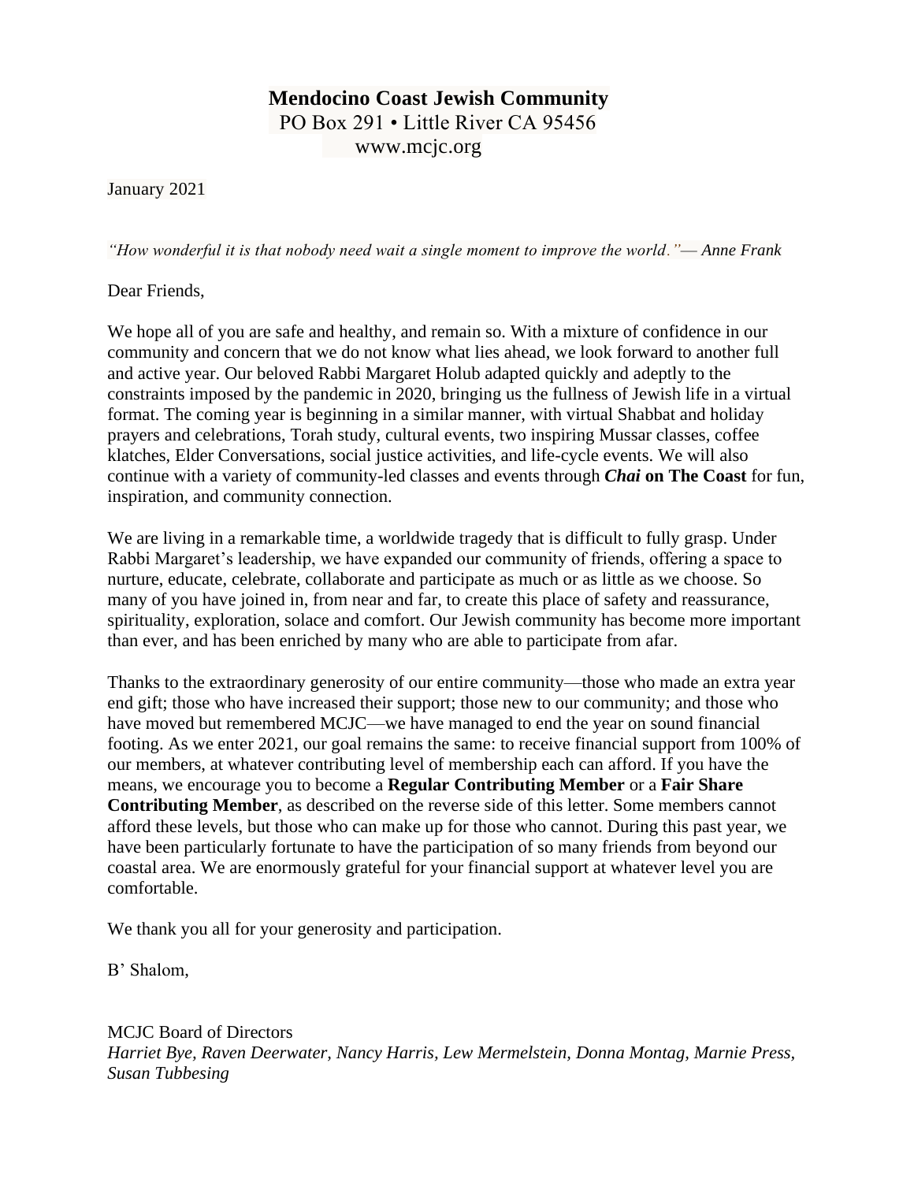**Mendocino Coast Jewish Community**
PO Box 291 • Little River CA 95456
www.mcjc.org

January 2021

*"How wonderful it is that nobody need wait a single moment to improve the world." — Anne Frank*

Dear Friends,

We hope all of you are safe and healthy, and remain so. With a mixture of confidence in our community and concern that we do not know what lies ahead, we look forward to another full and active year. Our beloved Rabbi Margaret Holub adapted quickly and adeptly to the constraints imposed by the pandemic in 2020, bringing us the fullness of Jewish life in a virtual format. The coming year is beginning in a similar manner, with virtual Shabbat and holiday prayers and celebrations, Torah study, cultural events, two inspiring Mussar classes, coffee klatches, Elder Conversations, social justice activities, and life-cycle events. We will also continue with a variety of community-led classes and events through ***Chai* on The Coast** for fun, inspiration, and community connection.

We are living in a remarkable time, a worldwide tragedy that is difficult to fully grasp. Under Rabbi Margaret's leadership, we have expanded our community of friends, offering a space to nurture, educate, celebrate, collaborate and participate as much or as little as we choose. So many of you have joined in, from near and far, to create this place of safety and reassurance, spirituality, exploration, solace and comfort. Our Jewish community has become more important than ever, and has been enriched by many who are able to participate from afar.

Thanks to the extraordinary generosity of our entire community—those who made an extra year end gift; those who have increased their support; those new to our community; and those who have moved but remembered MCJC—we have managed to end the year on sound financial footing. As we enter 2021, our goal remains the same: to receive financial support from 100% of our members, at whatever contributing level of membership each can afford. If you have the means, we encourage you to become a **Regular Contributing Member** or a **Fair Share Contributing Member**, as described on the reverse side of this letter. Some members cannot afford these levels, but those who can make up for those who cannot. During this past year, we have been particularly fortunate to have the participation of so many friends from beyond our coastal area. We are enormously grateful for your financial support at whatever level you are comfortable.

We thank you all for your generosity and participation.

B' Shalom,

MCJC Board of Directors
*Harriet Bye, Raven Deerwater, Nancy Harris, Lew Mermelstein, Donna Montag, Marnie Press, Susan Tubbesing*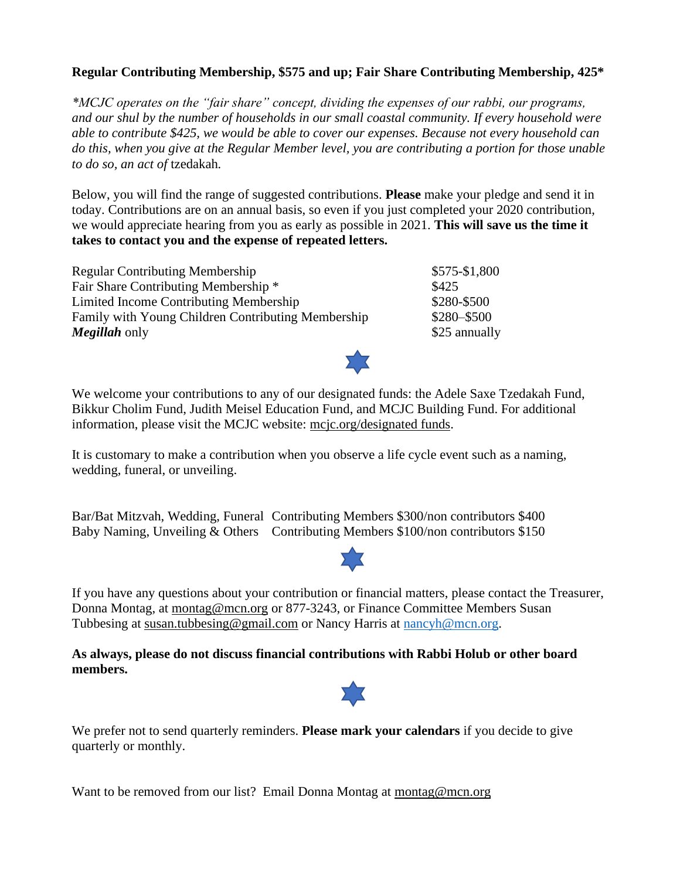**Regular Contributing Membership, $575 and up; Fair Share Contributing Membership, 425***

*\*MCJC operates on the "fair share" concept, dividing the expenses of our rabbi, our programs, and our shul by the number of households in our small coastal community. If every household were able to contribute $425, we would be able to cover our expenses. Because not every household can do this, when you give at the Regular Member level, you are contributing a portion for those unable to do so, an act of* tzedakah.

Below, you will find the range of suggested contributions. **Please** make your pledge and send it in today. Contributions are on an annual basis, so even if you just completed your 2020 contribution, we would appreciate hearing from you as early as possible in 2021. **This will save us the time it takes to contact you and the expense of repeated letters.**

| | |
|---|---|
| Regular Contributing Membership | $575-$1,800 |
| Fair Share Contributing Membership * | $425 |
| Limited Income Contributing Membership | $280-$500 |
| Family with Young Children Contributing Membership | $280–$500 |
| ***Megillah*** only | $25 annually |

We welcome your contributions to any of our designated funds: the Adele Saxe Tzedakah Fund, Bikkur Cholim Fund, Judith Meisel Education Fund, and MCJC Building Fund. For additional information, please visit the MCJC website: mcjc.org/designated funds.

It is customary to make a contribution when you observe a life cycle event such as a naming, wedding, funeral, or unveiling.

| | |
|---|---|
| Bar/Bat Mitzvah, Wedding, Funeral | Contributing Members $300/non contributors $400 |
| Baby Naming, Unveiling & Others | Contributing Members $100/non contributors $150 |

If you have any questions about your contribution or financial matters, please contact the Treasurer, Donna Montag, at montag@mcn.org or 877-3243, or Finance Committee Members Susan Tubbesing at susan.tubbesing@gmail.com or Nancy Harris at nancyh@mcn.org.

**As always, please do not discuss financial contributions with Rabbi Holub or other board members.**

We prefer not to send quarterly reminders. **Please mark your calendars** if you decide to give quarterly or monthly.

Want to be removed from our list? Email Donna Montag at montag@mcn.org